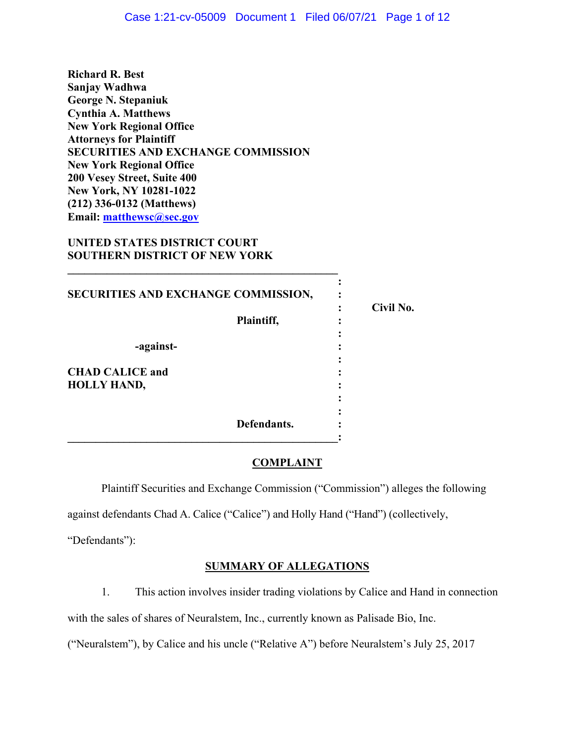**Richard R. Best**
**Sanjay Wadhwa**
**George N. Stepaniuk**
**Cynthia A. Matthews**
**New York Regional Office**
**Attorneys for Plaintiff**
**SECURITIES AND EXCHANGE COMMISSION**
**New York Regional Office**
**200 Vesey Street, Suite 400**
**New York, NY 10281-1022**
**(212) 336-0132 (Matthews)**
**Email: matthewsc@sec.gov**

**UNITED STATES DISTRICT COURT**
**SOUTHERN DISTRICT OF NEW YORK**

| | |
|---|---|
| **SECURITIES AND EXCHANGE COMMISSION,** | **Civil No.** |
| **Plaintiff,** | |
| **-against-** | |
| **CHAD CALICE and HOLLY HAND,** | |
| **Defendants.** | |

## COMPLAINT

Plaintiff Securities and Exchange Commission ("Commission") alleges the following against defendants Chad A. Calice ("Calice") and Holly Hand ("Hand") (collectively, "Defendants"):

## SUMMARY OF ALLEGATIONS

1. This action involves insider trading violations by Calice and Hand in connection with the sales of shares of Neuralstem, Inc., currently known as Palisade Bio, Inc. ("Neuralstem"), by Calice and his uncle ("Relative A") before Neuralstem's July 25, 2017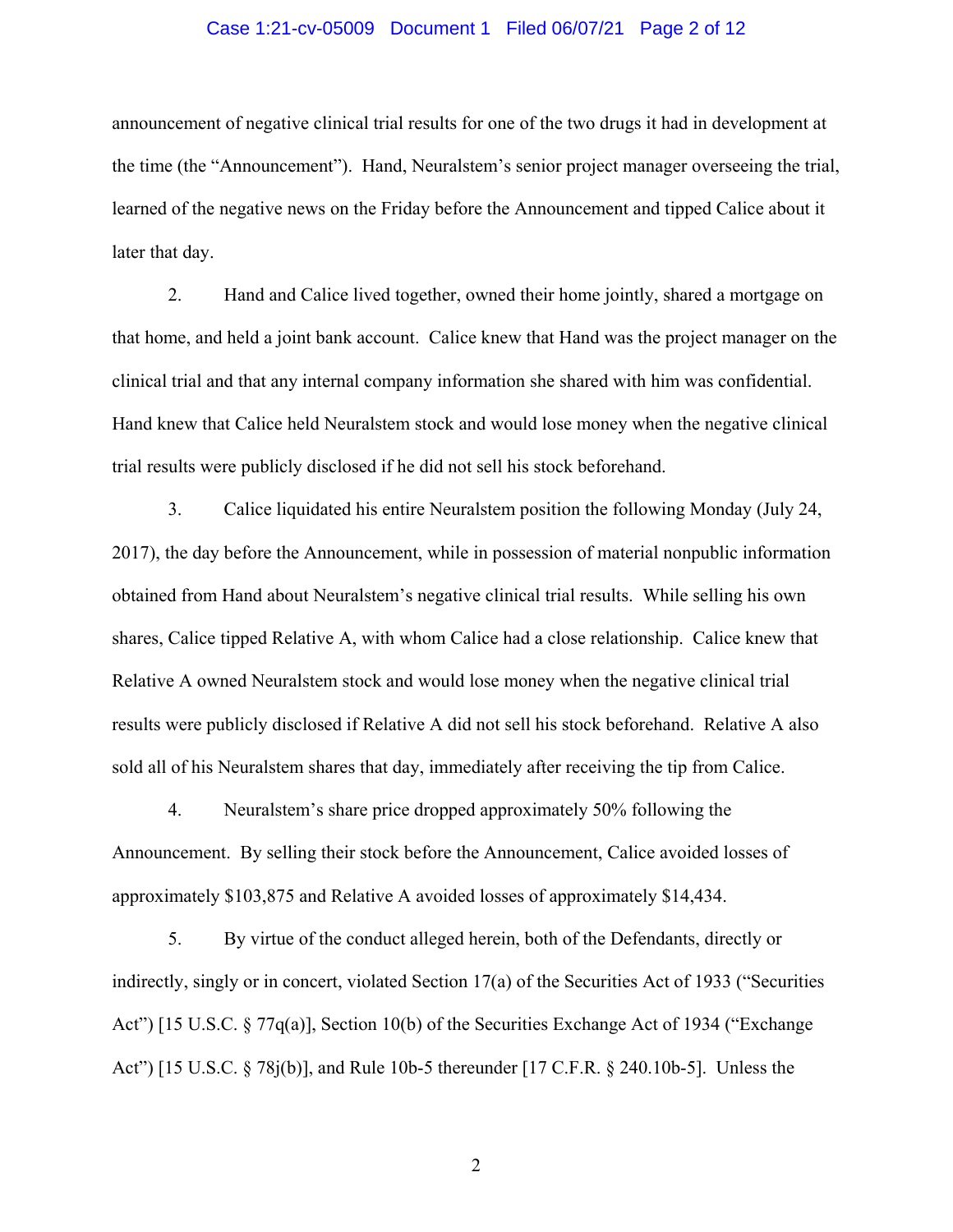announcement of negative clinical trial results for one of the two drugs it had in development at the time (the "Announcement"). Hand, Neuralstem's senior project manager overseeing the trial, learned of the negative news on the Friday before the Announcement and tipped Calice about it later that day.

2. Hand and Calice lived together, owned their home jointly, shared a mortgage on that home, and held a joint bank account. Calice knew that Hand was the project manager on the clinical trial and that any internal company information she shared with him was confidential. Hand knew that Calice held Neuralstem stock and would lose money when the negative clinical trial results were publicly disclosed if he did not sell his stock beforehand.

3. Calice liquidated his entire Neuralstem position the following Monday (July 24, 2017), the day before the Announcement, while in possession of material nonpublic information obtained from Hand about Neuralstem's negative clinical trial results. While selling his own shares, Calice tipped Relative A, with whom Calice had a close relationship. Calice knew that Relative A owned Neuralstem stock and would lose money when the negative clinical trial results were publicly disclosed if Relative A did not sell his stock beforehand. Relative A also sold all of his Neuralstem shares that day, immediately after receiving the tip from Calice.

4. Neuralstem's share price dropped approximately 50% following the Announcement. By selling their stock before the Announcement, Calice avoided losses of approximately $103,875 and Relative A avoided losses of approximately $14,434.

5. By virtue of the conduct alleged herein, both of the Defendants, directly or indirectly, singly or in concert, violated Section 17(a) of the Securities Act of 1933 ("Securities Act") [15 U.S.C. § 77q(a)], Section 10(b) of the Securities Exchange Act of 1934 ("Exchange Act") [15 U.S.C. § 78j(b)], and Rule 10b-5 thereunder [17 C.F.R. § 240.10b-5]. Unless the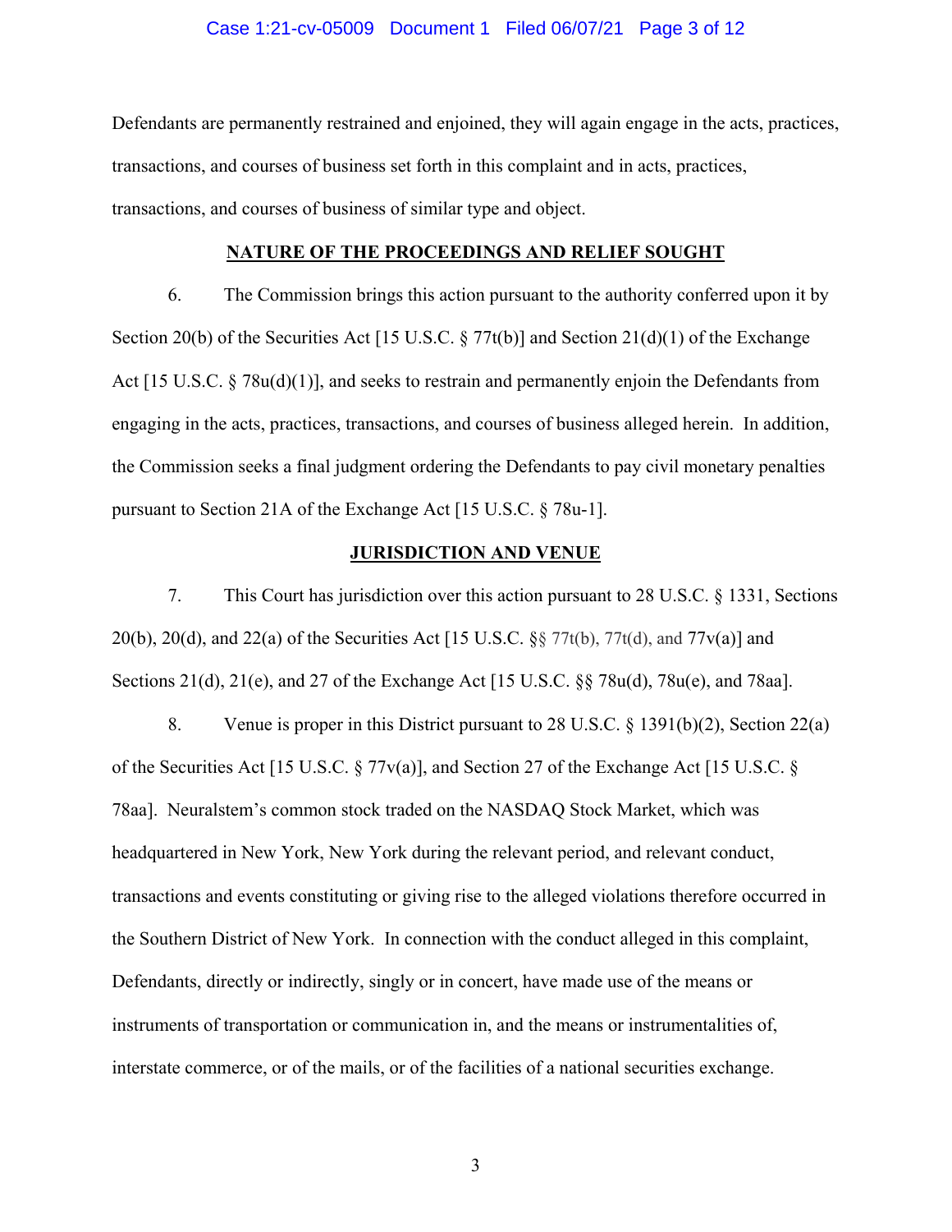Defendants are permanently restrained and enjoined, they will again engage in the acts, practices, transactions, and courses of business set forth in this complaint and in acts, practices, transactions, and courses of business of similar type and object.

## NATURE OF THE PROCEEDINGS AND RELIEF SOUGHT

6. The Commission brings this action pursuant to the authority conferred upon it by Section 20(b) of the Securities Act [15 U.S.C. § 77t(b)] and Section 21(d)(1) of the Exchange Act [15 U.S.C. § 78u(d)(1)], and seeks to restrain and permanently enjoin the Defendants from engaging in the acts, practices, transactions, and courses of business alleged herein. In addition, the Commission seeks a final judgment ordering the Defendants to pay civil monetary penalties pursuant to Section 21A of the Exchange Act [15 U.S.C. § 78u-1].

## JURISDICTION AND VENUE

7. This Court has jurisdiction over this action pursuant to 28 U.S.C. § 1331, Sections 20(b), 20(d), and 22(a) of the Securities Act [15 U.S.C. §§ 77t(b), 77t(d), and 77v(a)] and Sections 21(d), 21(e), and 27 of the Exchange Act [15 U.S.C. §§ 78u(d), 78u(e), and 78aa].

8. Venue is proper in this District pursuant to 28 U.S.C. § 1391(b)(2), Section 22(a) of the Securities Act [15 U.S.C. § 77v(a)], and Section 27 of the Exchange Act [15 U.S.C. § 78aa]. Neuralstem's common stock traded on the NASDAQ Stock Market, which was headquartered in New York, New York during the relevant period, and relevant conduct, transactions and events constituting or giving rise to the alleged violations therefore occurred in the Southern District of New York. In connection with the conduct alleged in this complaint, Defendants, directly or indirectly, singly or in concert, have made use of the means or instruments of transportation or communication in, and the means or instrumentalities of, interstate commerce, or of the mails, or of the facilities of a national securities exchange.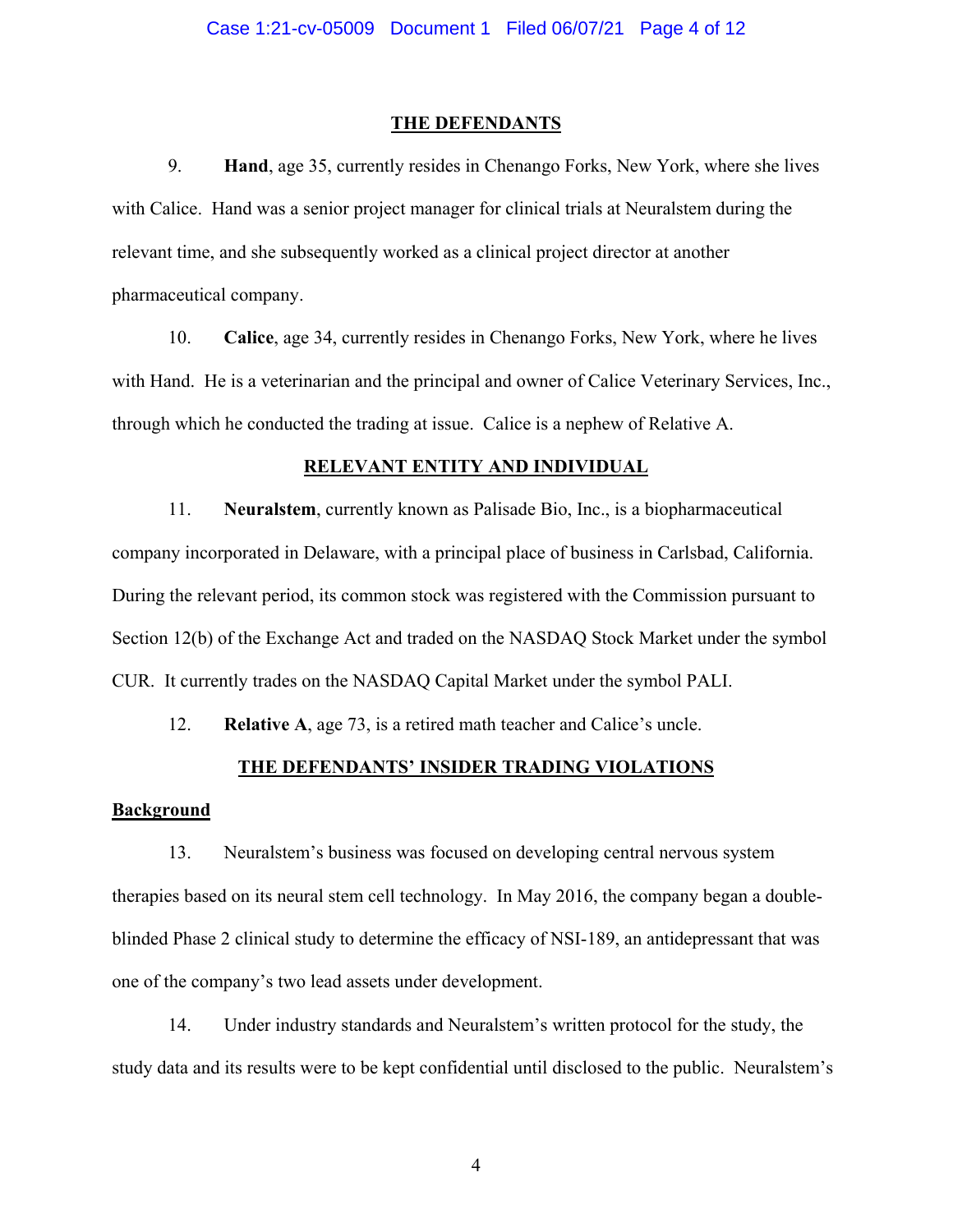## THE DEFENDANTS

9. **Hand**, age 35, currently resides in Chenango Forks, New York, where she lives with Calice. Hand was a senior project manager for clinical trials at Neuralstem during the relevant time, and she subsequently worked as a clinical project director at another pharmaceutical company.

10. **Calice**, age 34, currently resides in Chenango Forks, New York, where he lives with Hand. He is a veterinarian and the principal and owner of Calice Veterinary Services, Inc., through which he conducted the trading at issue. Calice is a nephew of Relative A.

## RELEVANT ENTITY AND INDIVIDUAL

11. **Neuralstem**, currently known as Palisade Bio, Inc., is a biopharmaceutical company incorporated in Delaware, with a principal place of business in Carlsbad, California. During the relevant period, its common stock was registered with the Commission pursuant to Section 12(b) of the Exchange Act and traded on the NASDAQ Stock Market under the symbol CUR. It currently trades on the NASDAQ Capital Market under the symbol PALI.

12. **Relative A**, age 73, is a retired math teacher and Calice's uncle.

## THE DEFENDANTS' INSIDER TRADING VIOLATIONS

### Background

13. Neuralstem's business was focused on developing central nervous system therapies based on its neural stem cell technology. In May 2016, the company began a double-blinded Phase 2 clinical study to determine the efficacy of NSI-189, an antidepressant that was one of the company's two lead assets under development.

14. Under industry standards and Neuralstem's written protocol for the study, the study data and its results were to be kept confidential until disclosed to the public. Neuralstem's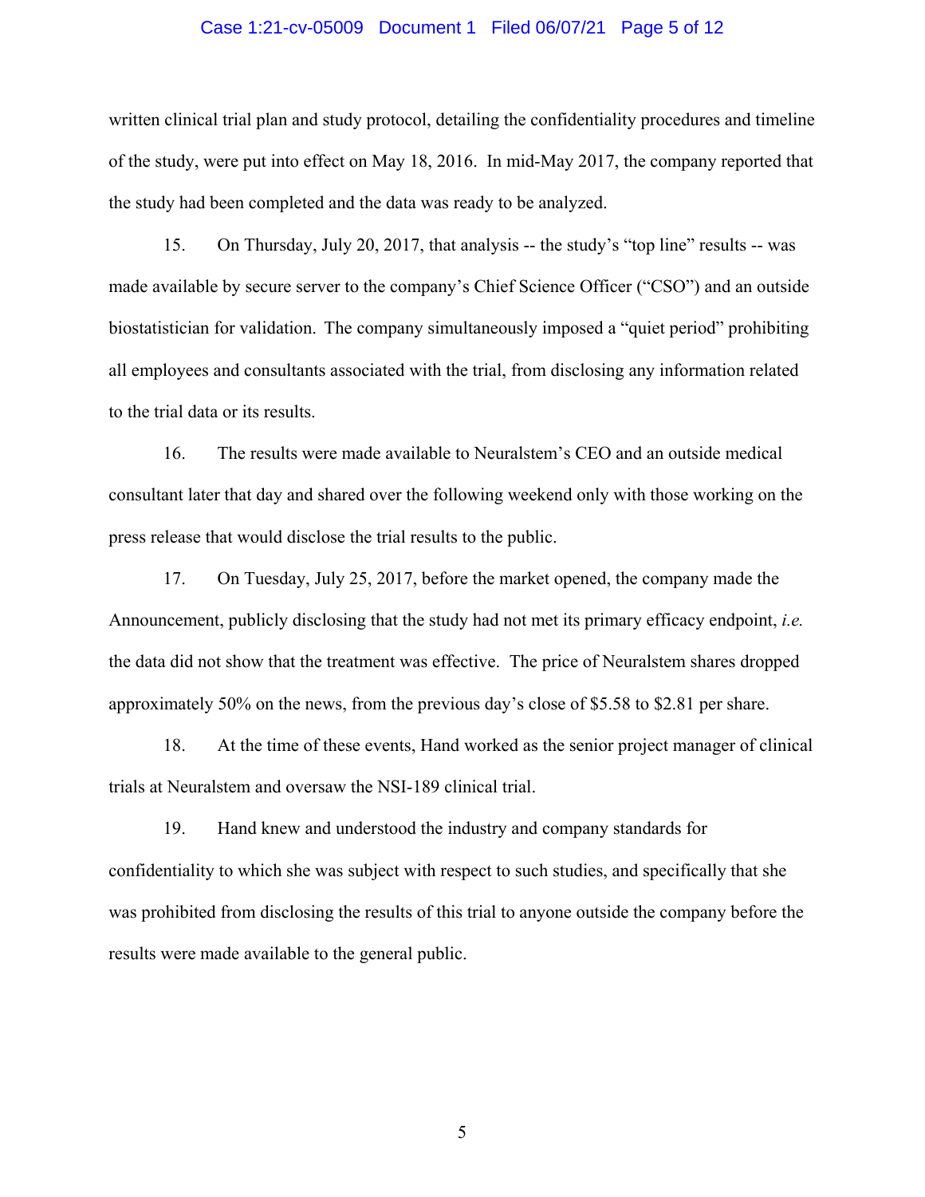written clinical trial plan and study protocol, detailing the confidentiality procedures and timeline of the study, were put into effect on May 18, 2016. In mid-May 2017, the company reported that the study had been completed and the data was ready to be analyzed.

15. On Thursday, July 20, 2017, that analysis -- the study's "top line" results -- was made available by secure server to the company's Chief Science Officer ("CSO") and an outside biostatistician for validation. The company simultaneously imposed a "quiet period" prohibiting all employees and consultants associated with the trial, from disclosing any information related to the trial data or its results.

16. The results were made available to Neuralstem's CEO and an outside medical consultant later that day and shared over the following weekend only with those working on the press release that would disclose the trial results to the public.

17. On Tuesday, July 25, 2017, before the market opened, the company made the Announcement, publicly disclosing that the study had not met its primary efficacy endpoint, *i.e.* the data did not show that the treatment was effective. The price of Neuralstem shares dropped approximately 50% on the news, from the previous day's close of $5.58 to $2.81 per share.

18. At the time of these events, Hand worked as the senior project manager of clinical trials at Neuralstem and oversaw the NSI-189 clinical trial.

19. Hand knew and understood the industry and company standards for confidentiality to which she was subject with respect to such studies, and specifically that she was prohibited from disclosing the results of this trial to anyone outside the company before the results were made available to the general public.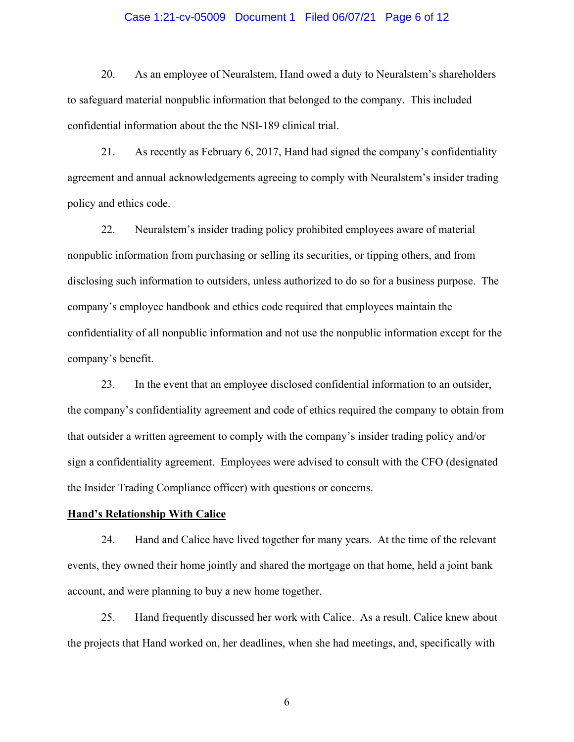20. As an employee of Neuralstem, Hand owed a duty to Neuralstem's shareholders to safeguard material nonpublic information that belonged to the company. This included confidential information about the the NSI-189 clinical trial.

21. As recently as February 6, 2017, Hand had signed the company's confidentiality agreement and annual acknowledgements agreeing to comply with Neuralstem's insider trading policy and ethics code.

22. Neuralstem's insider trading policy prohibited employees aware of material nonpublic information from purchasing or selling its securities, or tipping others, and from disclosing such information to outsiders, unless authorized to do so for a business purpose. The company's employee handbook and ethics code required that employees maintain the confidentiality of all nonpublic information and not use the nonpublic information except for the company's benefit.

23. In the event that an employee disclosed confidential information to an outsider, the company's confidentiality agreement and code of ethics required the company to obtain from that outsider a written agreement to comply with the company's insider trading policy and/or sign a confidentiality agreement. Employees were advised to consult with the CFO (designated the Insider Trading Compliance officer) with questions or concerns.

**Hand's Relationship With Calice**

24. Hand and Calice have lived together for many years. At the time of the relevant events, they owned their home jointly and shared the mortgage on that home, held a joint bank account, and were planning to buy a new home together.

25. Hand frequently discussed her work with Calice. As a result, Calice knew about the projects that Hand worked on, her deadlines, when she had meetings, and, specifically with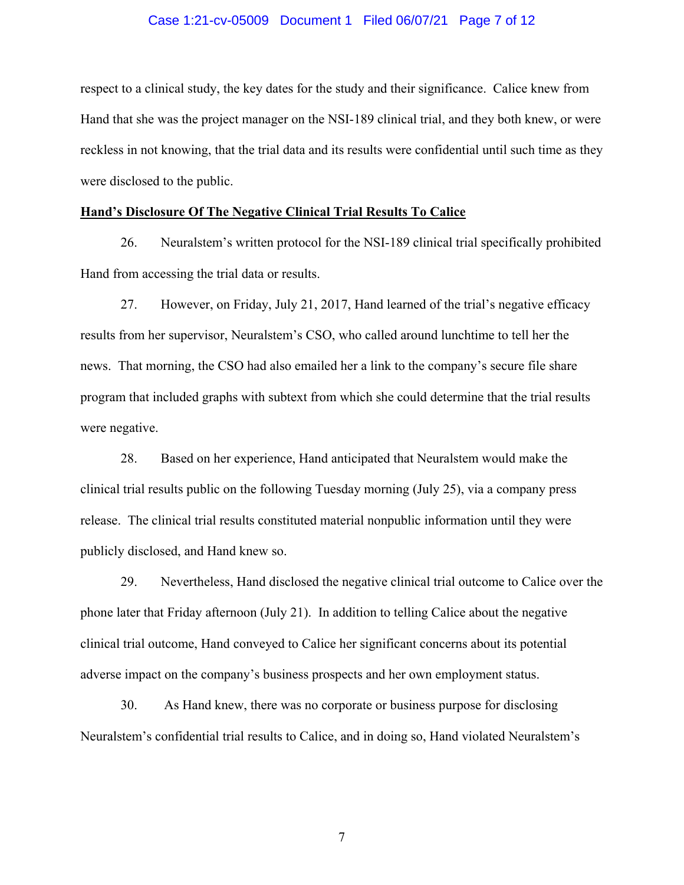respect to a clinical study, the key dates for the study and their significance. Calice knew from Hand that she was the project manager on the NSI-189 clinical trial, and they both knew, or were reckless in not knowing, that the trial data and its results were confidential until such time as they were disclosed to the public.

**Hand's Disclosure Of The Negative Clinical Trial Results To Calice**

26. Neuralstem's written protocol for the NSI-189 clinical trial specifically prohibited Hand from accessing the trial data or results.

27. However, on Friday, July 21, 2017, Hand learned of the trial's negative efficacy results from her supervisor, Neuralstem's CSO, who called around lunchtime to tell her the news. That morning, the CSO had also emailed her a link to the company's secure file share program that included graphs with subtext from which she could determine that the trial results were negative.

28. Based on her experience, Hand anticipated that Neuralstem would make the clinical trial results public on the following Tuesday morning (July 25), via a company press release. The clinical trial results constituted material nonpublic information until they were publicly disclosed, and Hand knew so.

29. Nevertheless, Hand disclosed the negative clinical trial outcome to Calice over the phone later that Friday afternoon (July 21). In addition to telling Calice about the negative clinical trial outcome, Hand conveyed to Calice her significant concerns about its potential adverse impact on the company's business prospects and her own employment status.

30. As Hand knew, there was no corporate or business purpose for disclosing Neuralstem's confidential trial results to Calice, and in doing so, Hand violated Neuralstem's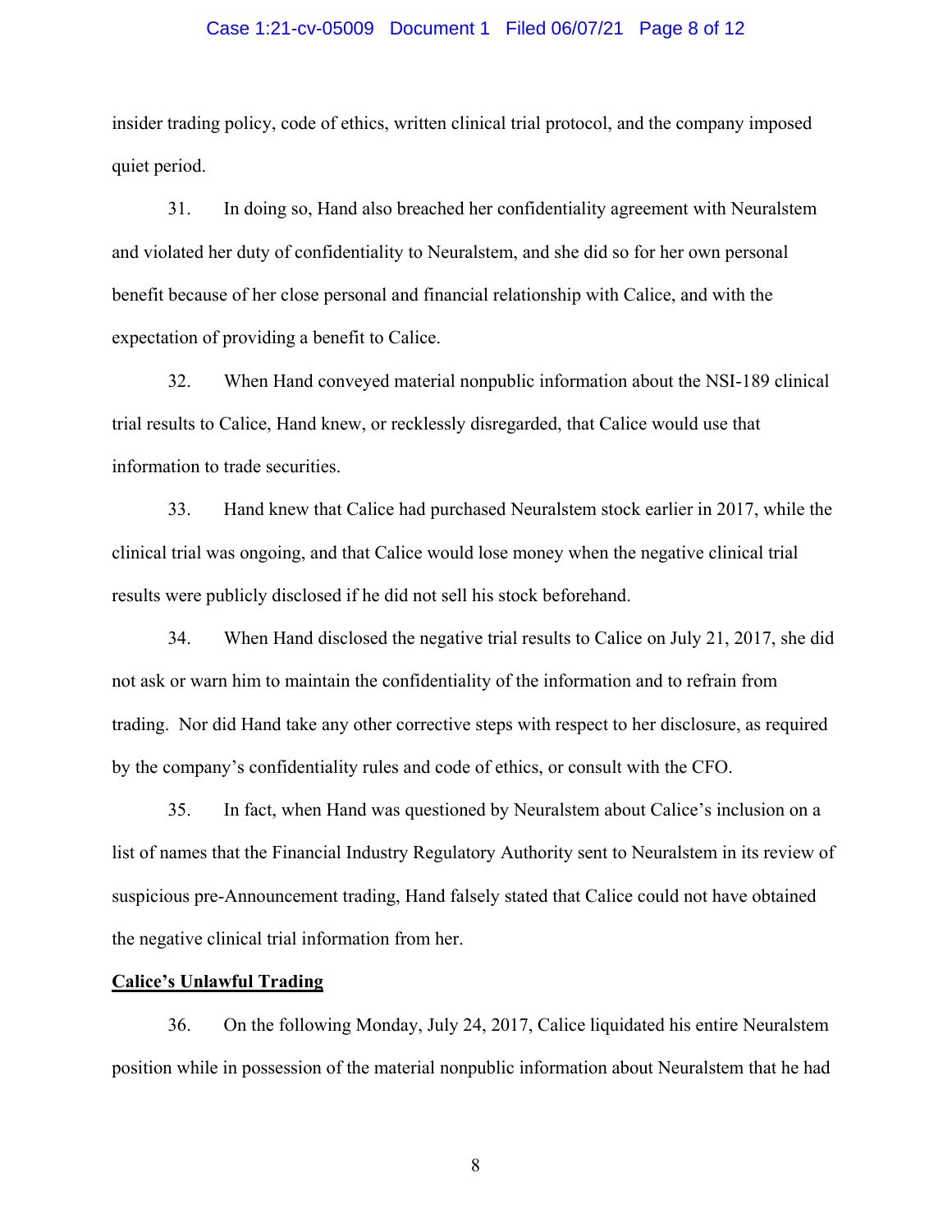insider trading policy, code of ethics, written clinical trial protocol, and the company imposed quiet period.

31. In doing so, Hand also breached her confidentiality agreement with Neuralstem and violated her duty of confidentiality to Neuralstem, and she did so for her own personal benefit because of her close personal and financial relationship with Calice, and with the expectation of providing a benefit to Calice.

32. When Hand conveyed material nonpublic information about the NSI-189 clinical trial results to Calice, Hand knew, or recklessly disregarded, that Calice would use that information to trade securities.

33. Hand knew that Calice had purchased Neuralstem stock earlier in 2017, while the clinical trial was ongoing, and that Calice would lose money when the negative clinical trial results were publicly disclosed if he did not sell his stock beforehand.

34. When Hand disclosed the negative trial results to Calice on July 21, 2017, she did not ask or warn him to maintain the confidentiality of the information and to refrain from trading. Nor did Hand take any other corrective steps with respect to her disclosure, as required by the company's confidentiality rules and code of ethics, or consult with the CFO.

35. In fact, when Hand was questioned by Neuralstem about Calice's inclusion on a list of names that the Financial Industry Regulatory Authority sent to Neuralstem in its review of suspicious pre-Announcement trading, Hand falsely stated that Calice could not have obtained the negative clinical trial information from her.

**Calice's Unlawful Trading**

36. On the following Monday, July 24, 2017, Calice liquidated his entire Neuralstem position while in possession of the material nonpublic information about Neuralstem that he had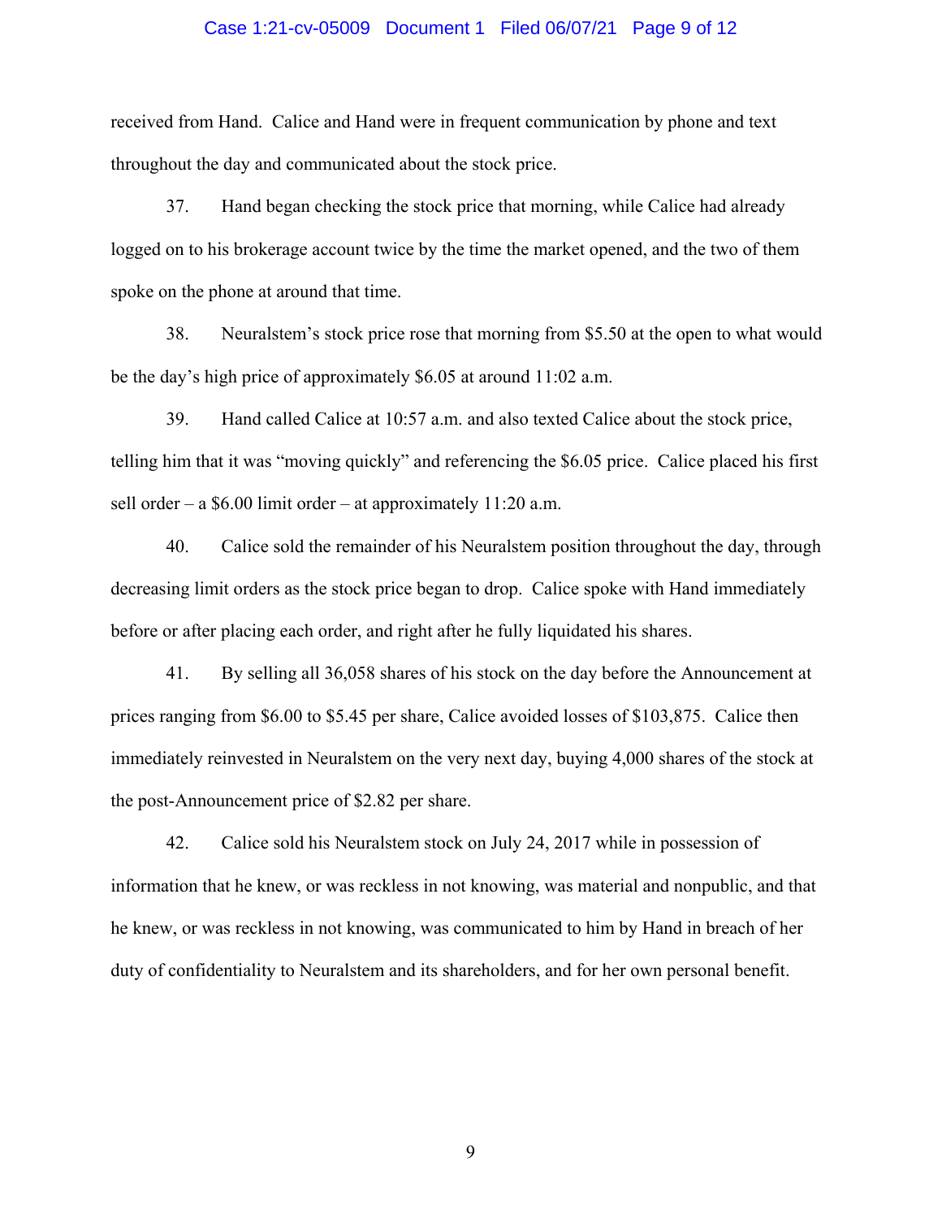received from Hand. Calice and Hand were in frequent communication by phone and text throughout the day and communicated about the stock price.

37. Hand began checking the stock price that morning, while Calice had already logged on to his brokerage account twice by the time the market opened, and the two of them spoke on the phone at around that time.

38. Neuralstem's stock price rose that morning from $5.50 at the open to what would be the day's high price of approximately $6.05 at around 11:02 a.m.

39. Hand called Calice at 10:57 a.m. and also texted Calice about the stock price, telling him that it was "moving quickly" and referencing the $6.05 price. Calice placed his first sell order – a $6.00 limit order – at approximately 11:20 a.m.

40. Calice sold the remainder of his Neuralstem position throughout the day, through decreasing limit orders as the stock price began to drop. Calice spoke with Hand immediately before or after placing each order, and right after he fully liquidated his shares.

41. By selling all 36,058 shares of his stock on the day before the Announcement at prices ranging from $6.00 to $5.45 per share, Calice avoided losses of $103,875. Calice then immediately reinvested in Neuralstem on the very next day, buying 4,000 shares of the stock at the post-Announcement price of $2.82 per share.

42. Calice sold his Neuralstem stock on July 24, 2017 while in possession of information that he knew, or was reckless in not knowing, was material and nonpublic, and that he knew, or was reckless in not knowing, was communicated to him by Hand in breach of her duty of confidentiality to Neuralstem and its shareholders, and for her own personal benefit.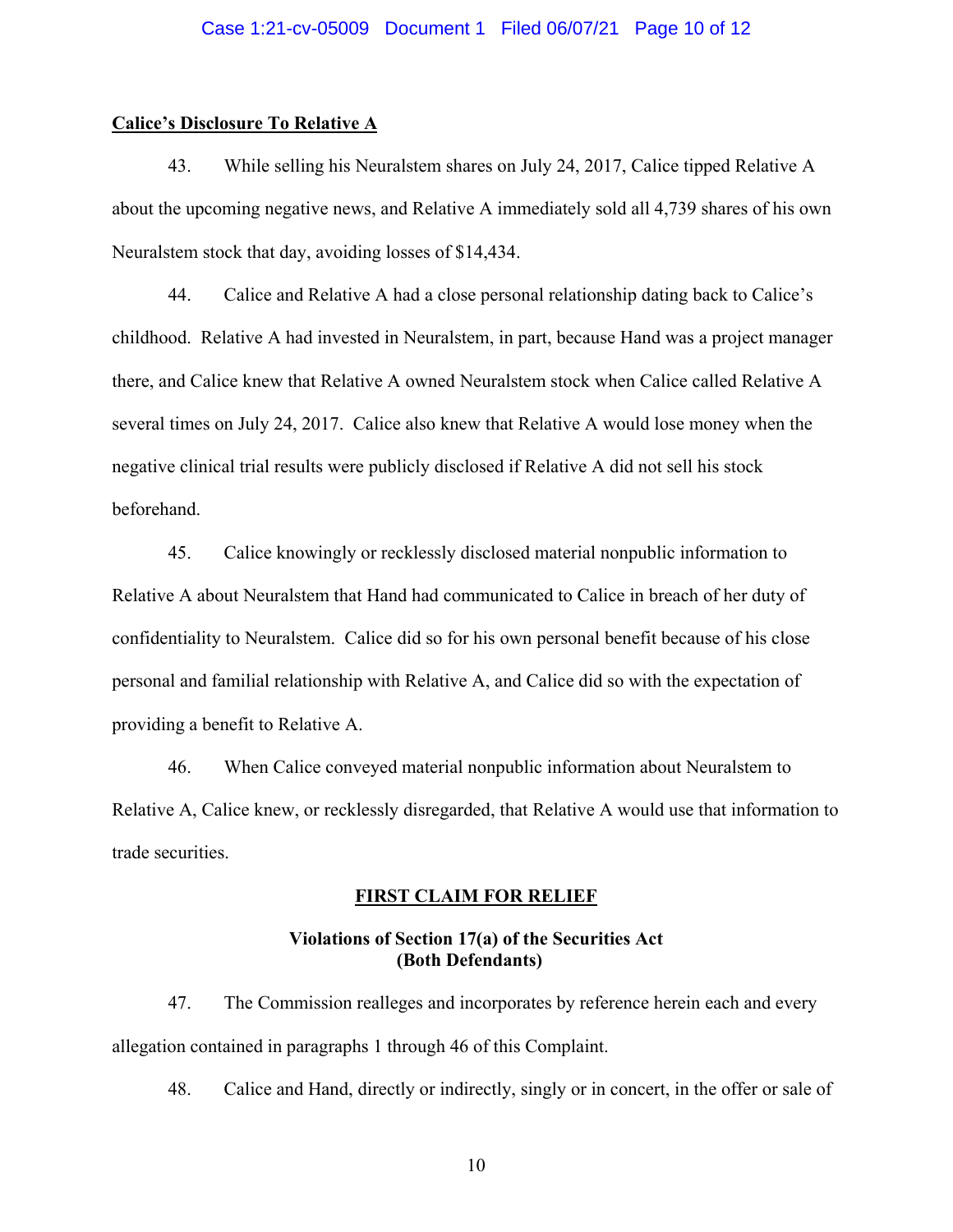**<u>Calice's Disclosure To Relative A</u>**

43. While selling his Neuralstem shares on July 24, 2017, Calice tipped Relative A about the upcoming negative news, and Relative A immediately sold all 4,739 shares of his own Neuralstem stock that day, avoiding losses of $14,434.

44. Calice and Relative A had a close personal relationship dating back to Calice's childhood. Relative A had invested in Neuralstem, in part, because Hand was a project manager there, and Calice knew that Relative A owned Neuralstem stock when Calice called Relative A several times on July 24, 2017. Calice also knew that Relative A would lose money when the negative clinical trial results were publicly disclosed if Relative A did not sell his stock beforehand.

45. Calice knowingly or recklessly disclosed material nonpublic information to Relative A about Neuralstem that Hand had communicated to Calice in breach of her duty of confidentiality to Neuralstem. Calice did so for his own personal benefit because of his close personal and familial relationship with Relative A, and Calice did so with the expectation of providing a benefit to Relative A.

46. When Calice conveyed material nonpublic information about Neuralstem to Relative A, Calice knew, or recklessly disregarded, that Relative A would use that information to trade securities.

## <u>FIRST CLAIM FOR RELIEF</u>

### Violations of Section 17(a) of the Securities Act (Both Defendants)

47. The Commission realleges and incorporates by reference herein each and every allegation contained in paragraphs 1 through 46 of this Complaint.

48. Calice and Hand, directly or indirectly, singly or in concert, in the offer or sale of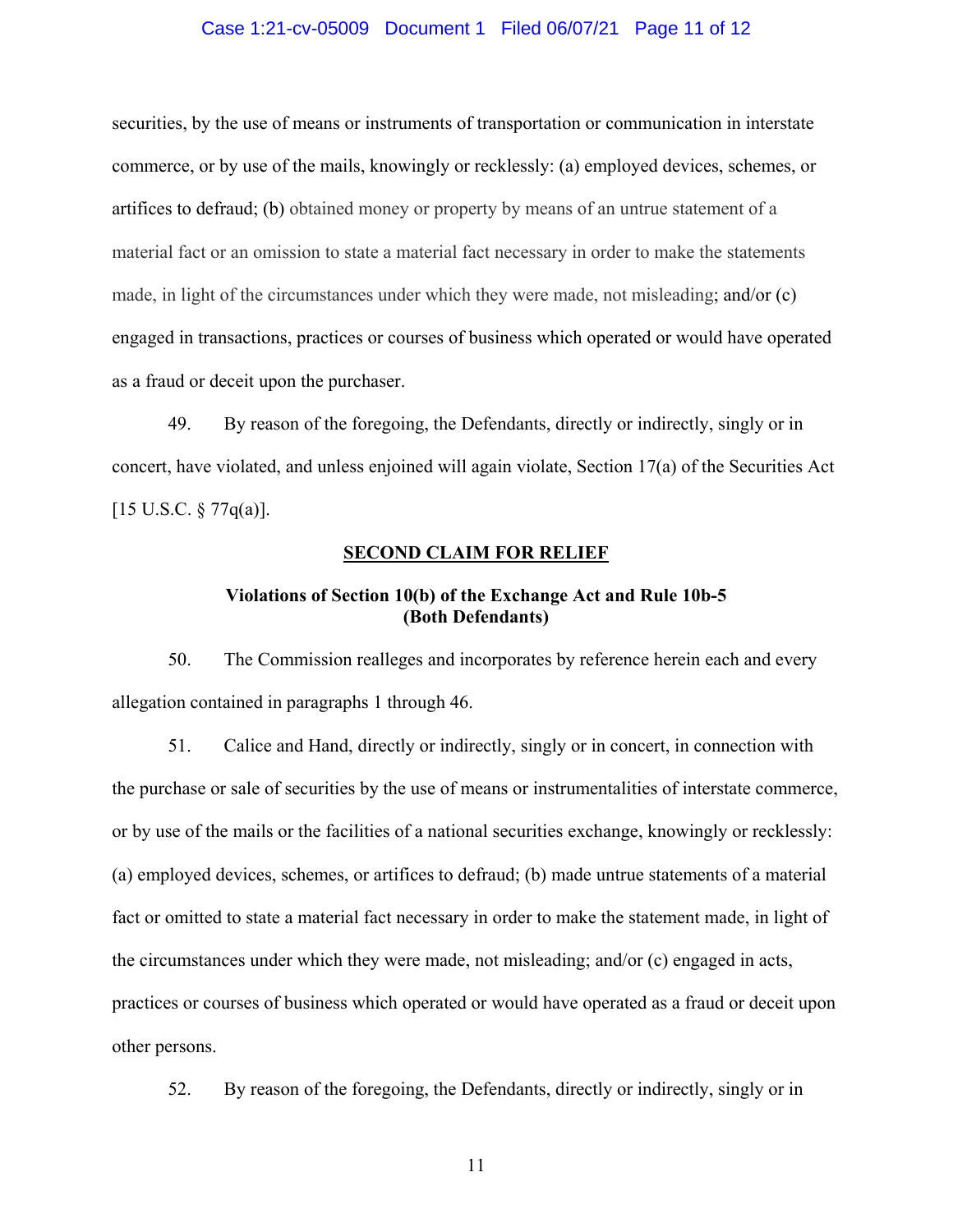securities, by the use of means or instruments of transportation or communication in interstate commerce, or by use of the mails, knowingly or recklessly: (a) employed devices, schemes, or artifices to defraud; (b) obtained money or property by means of an untrue statement of a material fact or an omission to state a material fact necessary in order to make the statements made, in light of the circumstances under which they were made, not misleading; and/or (c) engaged in transactions, practices or courses of business which operated or would have operated as a fraud or deceit upon the purchaser.

49. By reason of the foregoing, the Defendants, directly or indirectly, singly or in concert, have violated, and unless enjoined will again violate, Section 17(a) of the Securities Act [15 U.S.C. § 77q(a)].

## SECOND CLAIM FOR RELIEF

### Violations of Section 10(b) of the Exchange Act and Rule 10b-5 (Both Defendants)

50. The Commission realleges and incorporates by reference herein each and every allegation contained in paragraphs 1 through 46.

51. Calice and Hand, directly or indirectly, singly or in concert, in connection with the purchase or sale of securities by the use of means or instrumentalities of interstate commerce, or by use of the mails or the facilities of a national securities exchange, knowingly or recklessly: (a) employed devices, schemes, or artifices to defraud; (b) made untrue statements of a material fact or omitted to state a material fact necessary in order to make the statement made, in light of the circumstances under which they were made, not misleading; and/or (c) engaged in acts, practices or courses of business which operated or would have operated as a fraud or deceit upon other persons.

52. By reason of the foregoing, the Defendants, directly or indirectly, singly or in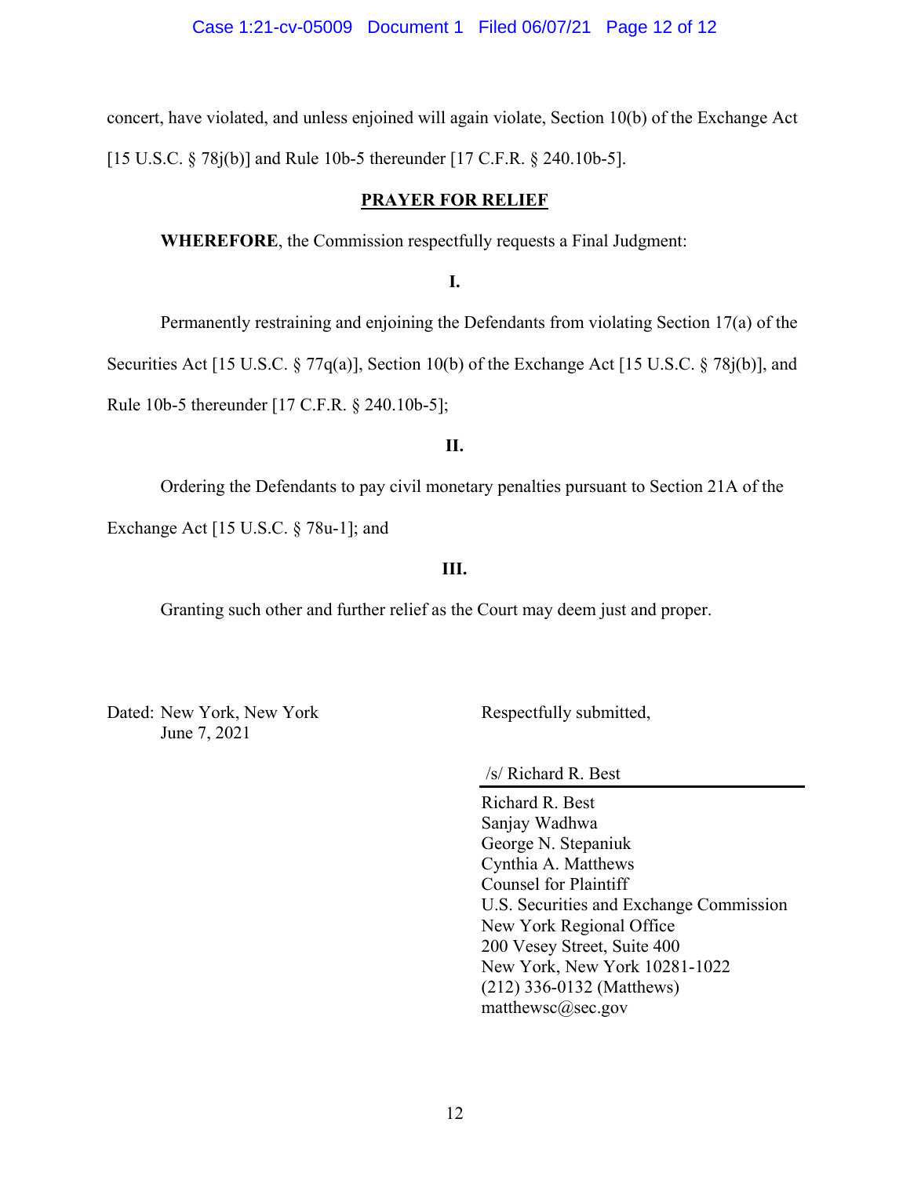concert, have violated, and unless enjoined will again violate, Section 10(b) of the Exchange Act [15 U.S.C. § 78j(b)] and Rule 10b-5 thereunder [17 C.F.R. § 240.10b-5].

## PRAYER FOR RELIEF

**WHEREFORE**, the Commission respectfully requests a Final Judgment:

**I.**

Permanently restraining and enjoining the Defendants from violating Section 17(a) of the Securities Act [15 U.S.C. § 77q(a)], Section 10(b) of the Exchange Act [15 U.S.C. § 78j(b)], and Rule 10b-5 thereunder [17 C.F.R. § 240.10b-5];

**II.**

Ordering the Defendants to pay civil monetary penalties pursuant to Section 21A of the Exchange Act [15 U.S.C. § 78u-1]; and

**III.**

Granting such other and further relief as the Court may deem just and proper.

Dated: New York, New York
June 7, 2021

Respectfully submitted,

/s/ Richard R. Best

Richard R. Best
Sanjay Wadhwa
George N. Stepaniuk
Cynthia A. Matthews
Counsel for Plaintiff
U.S. Securities and Exchange Commission
New York Regional Office
200 Vesey Street, Suite 400
New York, New York 10281-1022
(212) 336-0132 (Matthews)
matthewsc@sec.gov